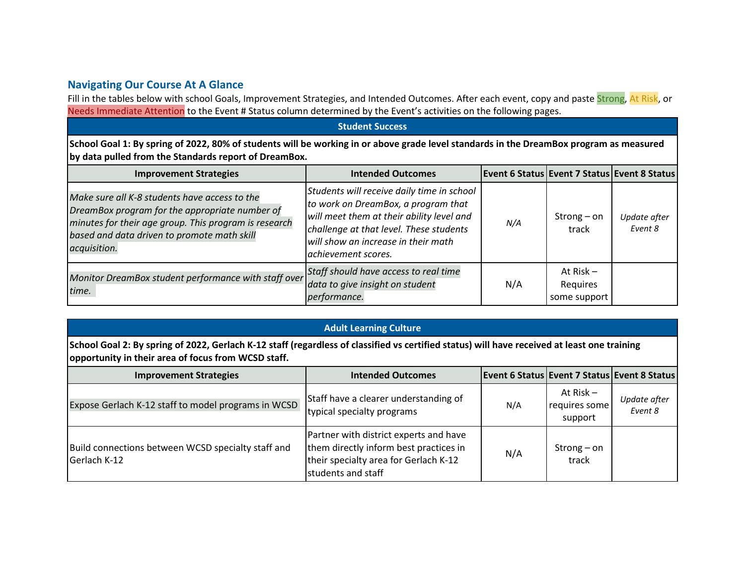## Navigating Our Course At A Glance

Fill in the tables below with school Goals, Improvement Strategies, and Intended Outcomes. After each event, copy and paste Strong, At Risk, or Needs Immediate Attention to the Event # Status column determined by the Event's activities on the following pages.

| Student Success | | | | |
|---|---|---|---|---|
| **School Goal 1: By spring of 2022, 80% of students will be working in or above grade level standards in the DreamBox program as measured by data pulled from the Standards report of DreamBox.** | | | | |
| **Improvement Strategies** | **Intended Outcomes** | **Event 6 Status** | **Event 7 Status** | **Event 8 Status** |
| *Make sure all K-8 students have access to the DreamBox program for the appropriate number of minutes for their age group. This program is research based and data driven to promote math skill acquisition.* | *Students will receive daily time in school to work on DreamBox, a program that will meet them at their ability level and challenge at that level. These students will show an increase in their math achievement scores.* | *N/A* | Strong – on track | *Update after Event 8* |
| *Monitor DreamBox student performance with staff over time.* | *Staff should have access to real time data to give insight on student performance.* | N/A | At Risk – Requires some support | |

| Adult Learning Culture | | | | |
|---|---|---|---|---|
| **School Goal 2: By spring of 2022, Gerlach K-12 staff (regardless of classified vs certified status) will have received at least one training opportunity in their area of focus from WCSD staff.** | | | | |
| **Improvement Strategies** | **Intended Outcomes** | **Event 6 Status** | **Event 7 Status** | **Event 8 Status** |
| Expose Gerlach K-12 staff to model programs in WCSD | Staff have a clearer understanding of typical specialty programs | N/A | At Risk – requires some support | *Update after Event 8* |
| Build connections between WCSD specialty staff and Gerlach K-12 | Partner with district experts and have them directly inform best practices in their specialty area for Gerlach K-12 students and staff | N/A | Strong – on track | |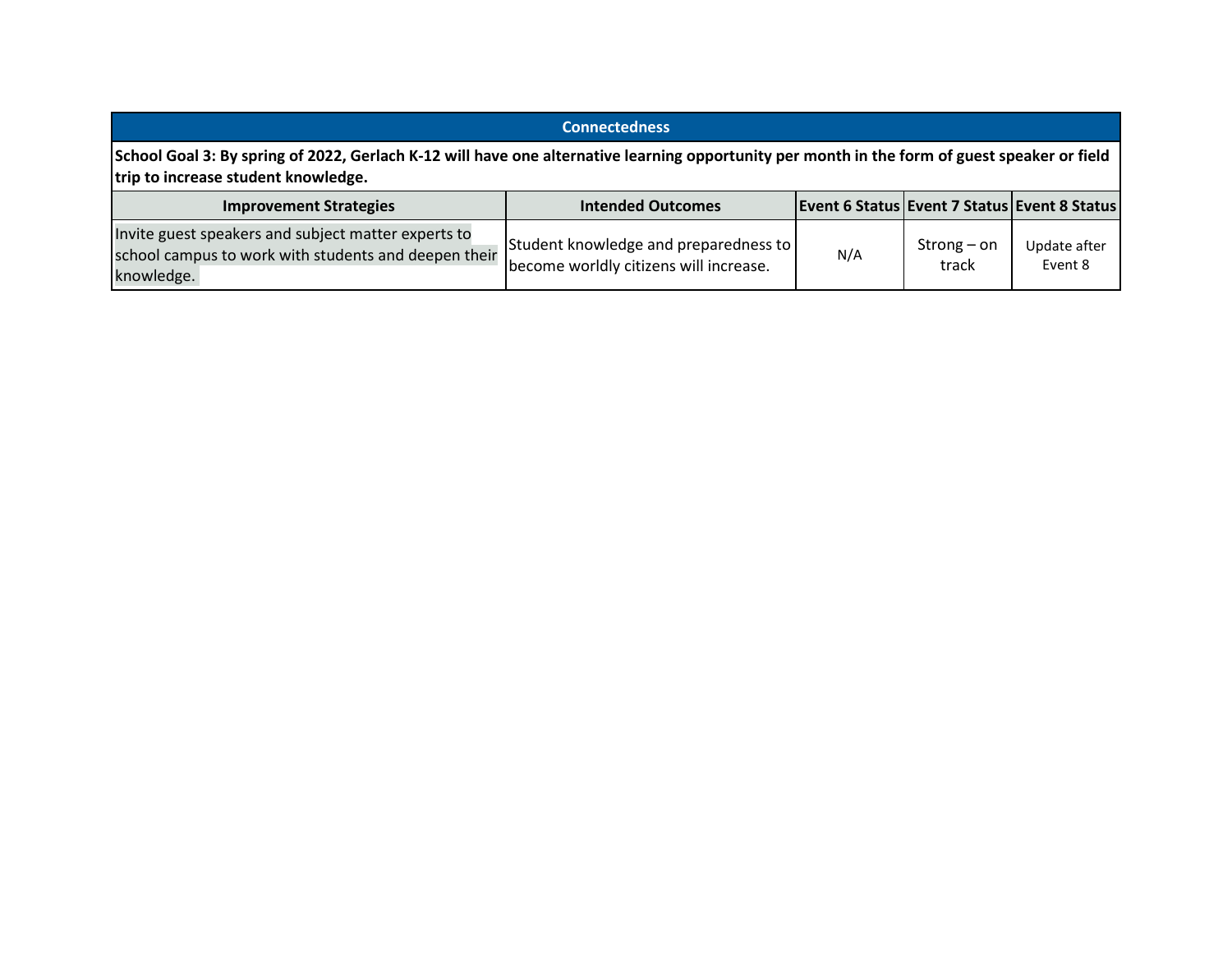| Connectedness | | | | |
|---|---|---|---|---|
| **School Goal 3: By spring of 2022, Gerlach K-12 will have one alternative learning opportunity per month in the form of guest speaker or field trip to increase student knowledge.** | | | | |
| **Improvement Strategies** | **Intended Outcomes** | **Event 6 Status** | **Event 7 Status** | **Event 8 Status** |
| Invite guest speakers and subject matter experts to school campus to work with students and deepen their knowledge. | Student knowledge and preparedness to become worldly citizens will increase. | N/A | Strong – on track | Update after Event 8 |